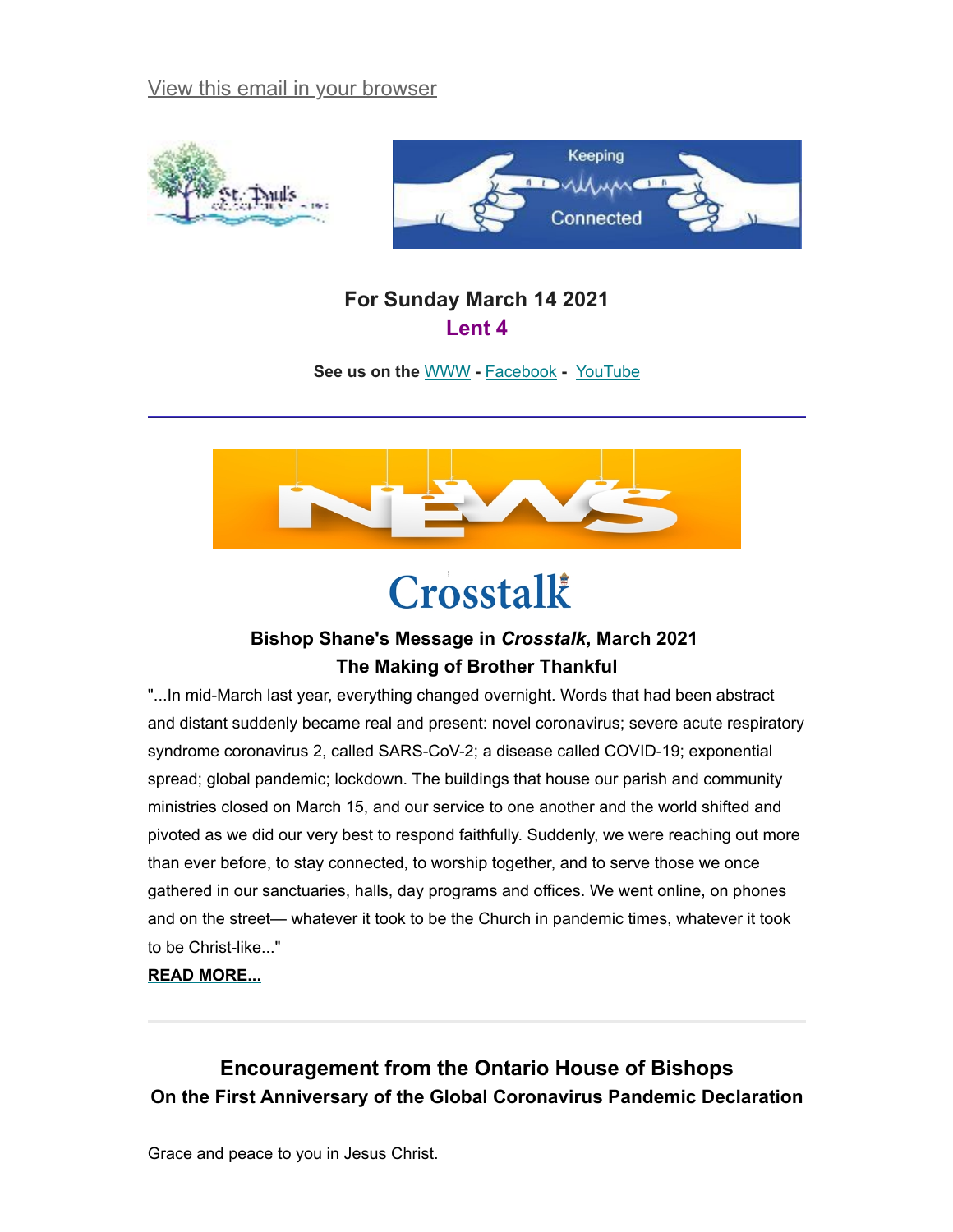View this email in your browser

## For Sunday March 14 2021
## Lent 4

**See us on the WWW - Facebook - YouTube**

---

Crosstalk

### Bishop Shane's Message in *Crosstalk*, March 2021
### The Making of Brother Thankful

"...In mid-March last year, everything changed overnight. Words that had been abstract and distant suddenly became real and present: novel coronavirus; severe acute respiratory syndrome coronavirus 2, called SARS-CoV-2; a disease called COVID-19; exponential spread; global pandemic; lockdown. The buildings that house our parish and community ministries closed on March 15, and our service to one another and the world shifted and pivoted as we did our very best to respond faithfully. Suddenly, we were reaching out more than ever before, to stay connected, to worship together, and to serve those we once gathered in our sanctuaries, halls, day programs and offices. We went online, on phones and on the street— whatever it took to be the Church in pandemic times, whatever it took to be Christ-like..."

**READ MORE...**

---

## Encouragement from the Ontario House of Bishops
### On the First Anniversary of the Global Coronavirus Pandemic Declaration

Grace and peace to you in Jesus Christ.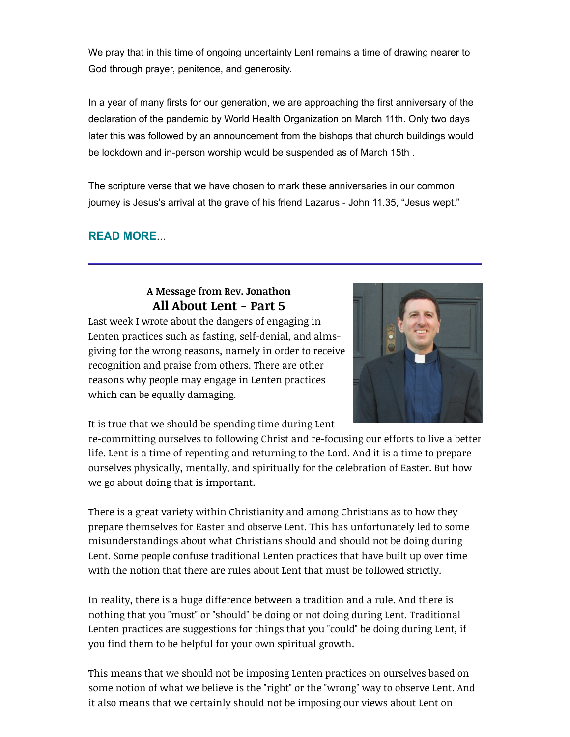We pray that in this time of ongoing uncertainty Lent remains a time of drawing nearer to God through prayer, penitence, and generosity.

In a year of many firsts for our generation, we are approaching the first anniversary of the declaration of the pandemic by World Health Organization on March 11th. Only two days later this was followed by an announcement from the bishops that church buildings would be lockdown and in-person worship would be suspended as of March 15th .

The scripture verse that we have chosen to mark these anniversaries in our common journey is Jesus's arrival at the grave of his friend Lazarus - John 11.35, "Jesus wept."

**READ MORE**...

---

### A Message from Rev. Jonathon
## All About Lent - Part 5

Last week I wrote about the dangers of engaging in Lenten practices such as fasting, self-denial, and alms-giving for the wrong reasons, namely in order to receive recognition and praise from others. There are other reasons why people may engage in Lenten practices which can be equally damaging.

It is true that we should be spending time during Lent re-committing ourselves to following Christ and re-focusing our efforts to live a better life. Lent is a time of repenting and returning to the Lord. And it is a time to prepare ourselves physically, mentally, and spiritually for the celebration of Easter. But how we go about doing that is important.

There is a great variety within Christianity and among Christians as to how they prepare themselves for Easter and observe Lent. This has unfortunately led to some misunderstandings about what Christians should and should not be doing during Lent. Some people confuse traditional Lenten practices that have built up over time with the notion that there are rules about Lent that must be followed strictly.

In reality, there is a huge difference between a tradition and a rule. And there is nothing that you "must" or "should" be doing or not doing during Lent. Traditional Lenten practices are suggestions for things that you "could" be doing during Lent, if you find them to be helpful for your own spiritual growth.

This means that we should not be imposing Lenten practices on ourselves based on some notion of what we believe is the "right" or the "wrong" way to observe Lent. And it also means that we certainly should not be imposing our views about Lent on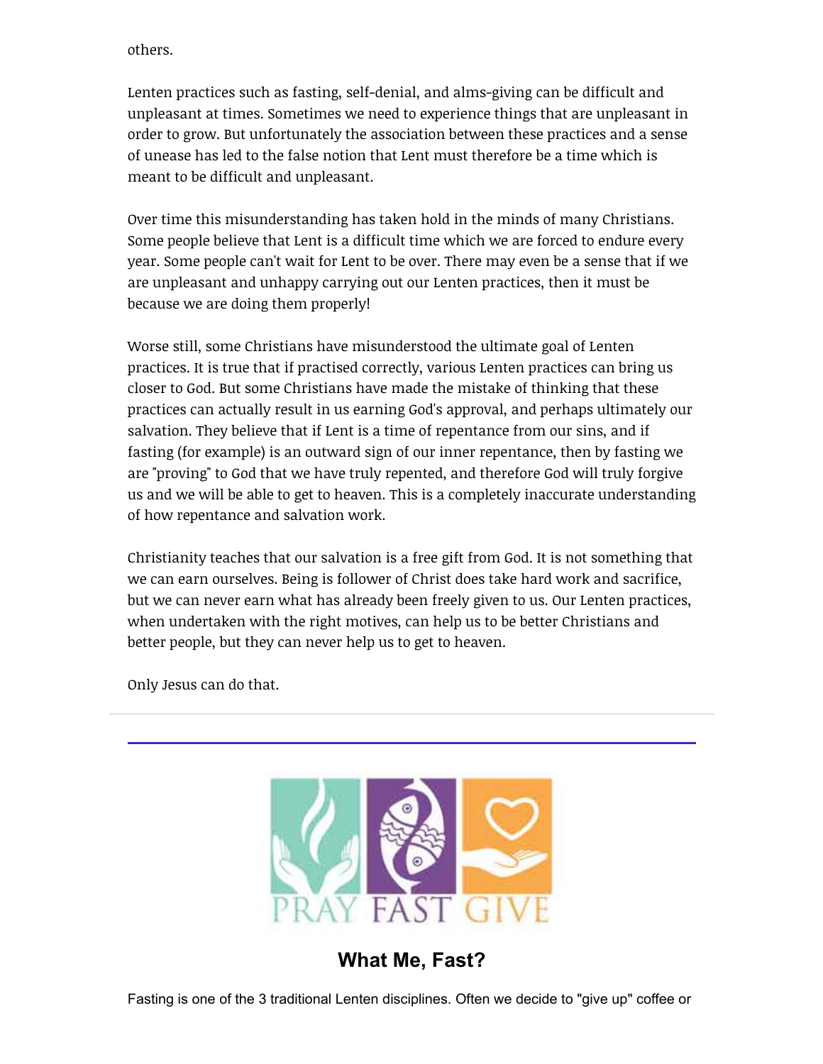others.

Lenten practices such as fasting, self-denial, and alms-giving can be difficult and unpleasant at times. Sometimes we need to experience things that are unpleasant in order to grow. But unfortunately the association between these practices and a sense of unease has led to the false notion that Lent must therefore be a time which is meant to be difficult and unpleasant.

Over time this misunderstanding has taken hold in the minds of many Christians. Some people believe that Lent is a difficult time which we are forced to endure every year. Some people can't wait for Lent to be over. There may even be a sense that if we are unpleasant and unhappy carrying out our Lenten practices, then it must be because we are doing them properly!

Worse still, some Christians have misunderstood the ultimate goal of Lenten practices. It is true that if practised correctly, various Lenten practices can bring us closer to God. But some Christians have made the mistake of thinking that these practices can actually result in us earning God's approval, and perhaps ultimately our salvation. They believe that if Lent is a time of repentance from our sins, and if fasting (for example) is an outward sign of our inner repentance, then by fasting we are "proving" to God that we have truly repented, and therefore God will truly forgive us and we will be able to get to heaven. This is a completely inaccurate understanding of how repentance and salvation work.

Christianity teaches that our salvation is a free gift from God. It is not something that we can earn ourselves. Being is follower of Christ does take hard work and sacrifice, but we can never earn what has already been freely given to us. Our Lenten practices, when undertaken with the right motives, can help us to be better Christians and better people, but they can never help us to get to heaven.

Only Jesus can do that.

---

PRAY FAST GIVE

## What Me, Fast?

Fasting is one of the 3 traditional Lenten disciplines. Often we decide to "give up" coffee or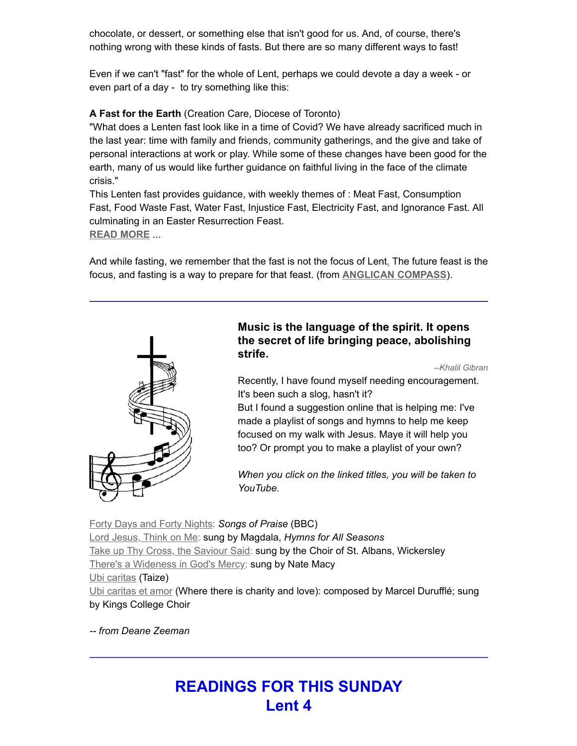chocolate, or dessert, or something else that isn't good for us. And, of course, there's nothing wrong with these kinds of fasts. But there are so many different ways to fast!

Even if we can't "fast" for the whole of Lent, perhaps we could devote a day a week - or even part of a day - to try something like this:

**A Fast for the Earth** (Creation Care, Diocese of Toronto)
"What does a Lenten fast look like in a time of Covid? We have already sacrificed much in the last year: time with family and friends, community gatherings, and the give and take of personal interactions at work or play. While some of these changes have been good for the earth, many of us would like further guidance on faithful living in the face of the climate crisis."
This Lenten fast provides guidance, with weekly themes of : Meat Fast, Consumption Fast, Food Waste Fast, Water Fast, Injustice Fast, Electricity Fast, and Ignorance Fast. All culminating in an Easter Resurrection Feast.
**READ MORE** ...

And while fasting, we remember that the fast is not the focus of Lent. The future feast is the focus, and fasting is a way to prepare for that feast. (from **ANGLICAN COMPASS**).

---

**Music is the language of the spirit. It opens the secret of life bringing peace, abolishing strife.**

*--Khalil Gibran*

Recently, I have found myself needing encouragement. It's been such a slog, hasn't it?
But I found a suggestion online that is helping me: I've made a playlist of songs and hymns to help me keep focused on my walk with Jesus. Maye it will help you too? Or prompt you to make a playlist of your own?

*When you click on the linked titles, you will be taken to YouTube.*

Forty Days and Forty Nights: *Songs of Praise* (BBC)
Lord Jesus, Think on Me: sung by Magdala, *Hymns for All Seasons*
Take up Thy Cross, the Saviour Said: sung by the Choir of St. Albans, Wickersley
There's a Wideness in God's Mercy: sung by Nate Macy
Ubi caritas (Taize)
Ubi caritas et amor (Where there is charity and love): composed by Marcel Durufflé; sung by Kings College Choir

*-- from Deane Zeeman*

---

## READINGS FOR THIS SUNDAY
## Lent 4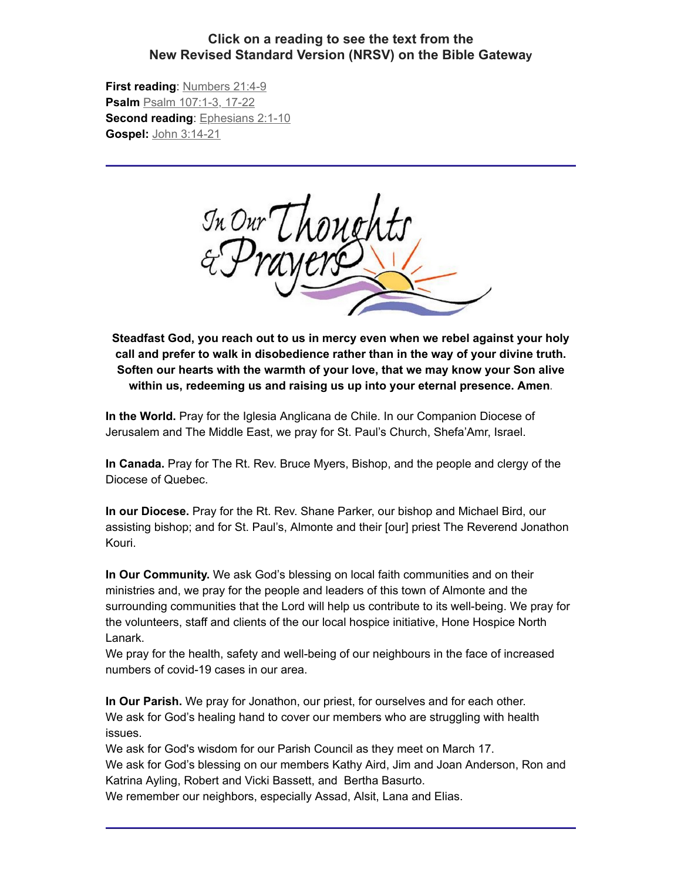**Click on a reading to see the text from the New Revised Standard Version (NRSV) on the Bible Gateway**

**First reading**: Numbers 21:4-9
**Psalm** Psalm 107:1-3, 17-22
**Second reading**: Ephesians 2:1-10
**Gospel:** John 3:14-21

---

In Our Thoughts & Prayers

**Steadfast God, you reach out to us in mercy even when we rebel against your holy call and prefer to walk in disobedience rather than in the way of your divine truth. Soften our hearts with the warmth of your love, that we may know your Son alive within us, redeeming us and raising us up into your eternal presence. Amen**.

**In the World.** Pray for the Iglesia Anglicana de Chile. In our Companion Diocese of Jerusalem and The Middle East, we pray for St. Paul's Church, Shefa'Amr, Israel.

**In Canada.** Pray for The Rt. Rev. Bruce Myers, Bishop, and the people and clergy of the Diocese of Quebec.

**In our Diocese.** Pray for the Rt. Rev. Shane Parker, our bishop and Michael Bird, our assisting bishop; and for St. Paul's, Almonte and their [our] priest The Reverend Jonathon Kouri.

**In Our Community.** We ask God's blessing on local faith communities and on their ministries and, we pray for the people and leaders of this town of Almonte and the surrounding communities that the Lord will help us contribute to its well-being. We pray for the volunteers, staff and clients of the our local hospice initiative, Hone Hospice North Lanark.
We pray for the health, safety and well-being of our neighbours in the face of increased numbers of covid-19 cases in our area.

**In Our Parish.** We pray for Jonathon, our priest, for ourselves and for each other.
We ask for God's healing hand to cover our members who are struggling with health issues.
We ask for God's wisdom for our Parish Council as they meet on March 17.
We ask for God's blessing on our members Kathy Aird, Jim and Joan Anderson, Ron and Katrina Ayling, Robert and Vicki Bassett, and Bertha Basurto.
We remember our neighbors, especially Assad, Alsit, Lana and Elias.

---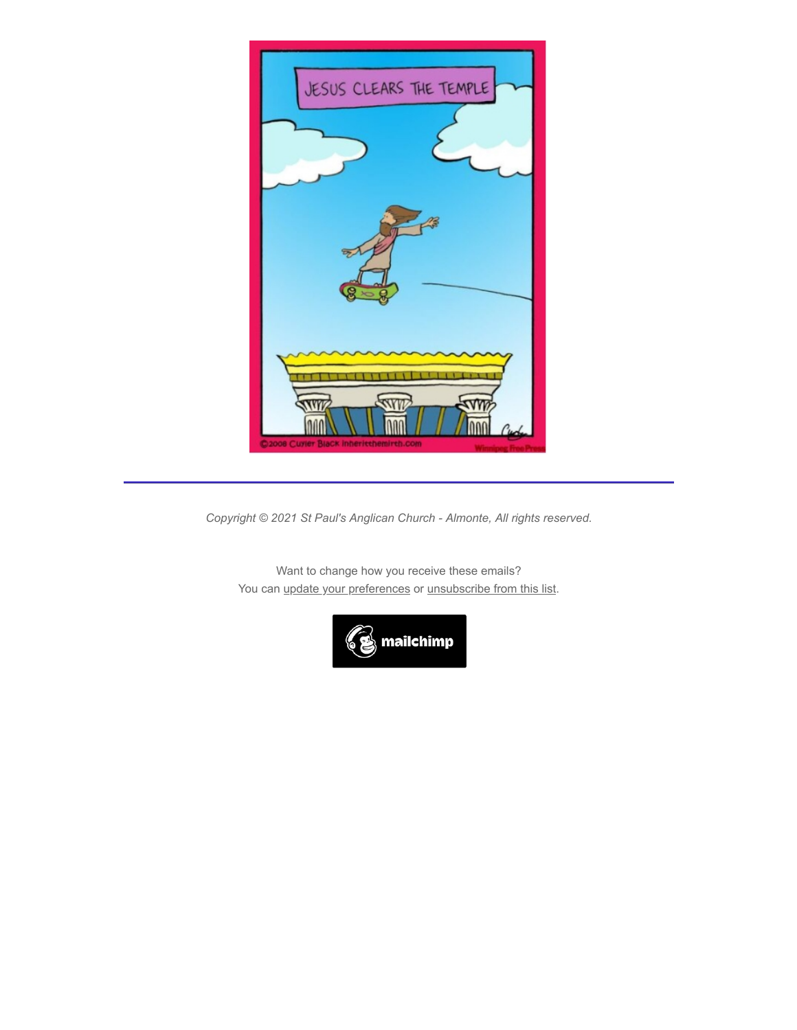*Copyright © 2021 St Paul's Anglican Church - Almonte, All rights reserved.*

Want to change how you receive these emails?
You can update your preferences or unsubscribe from this list.